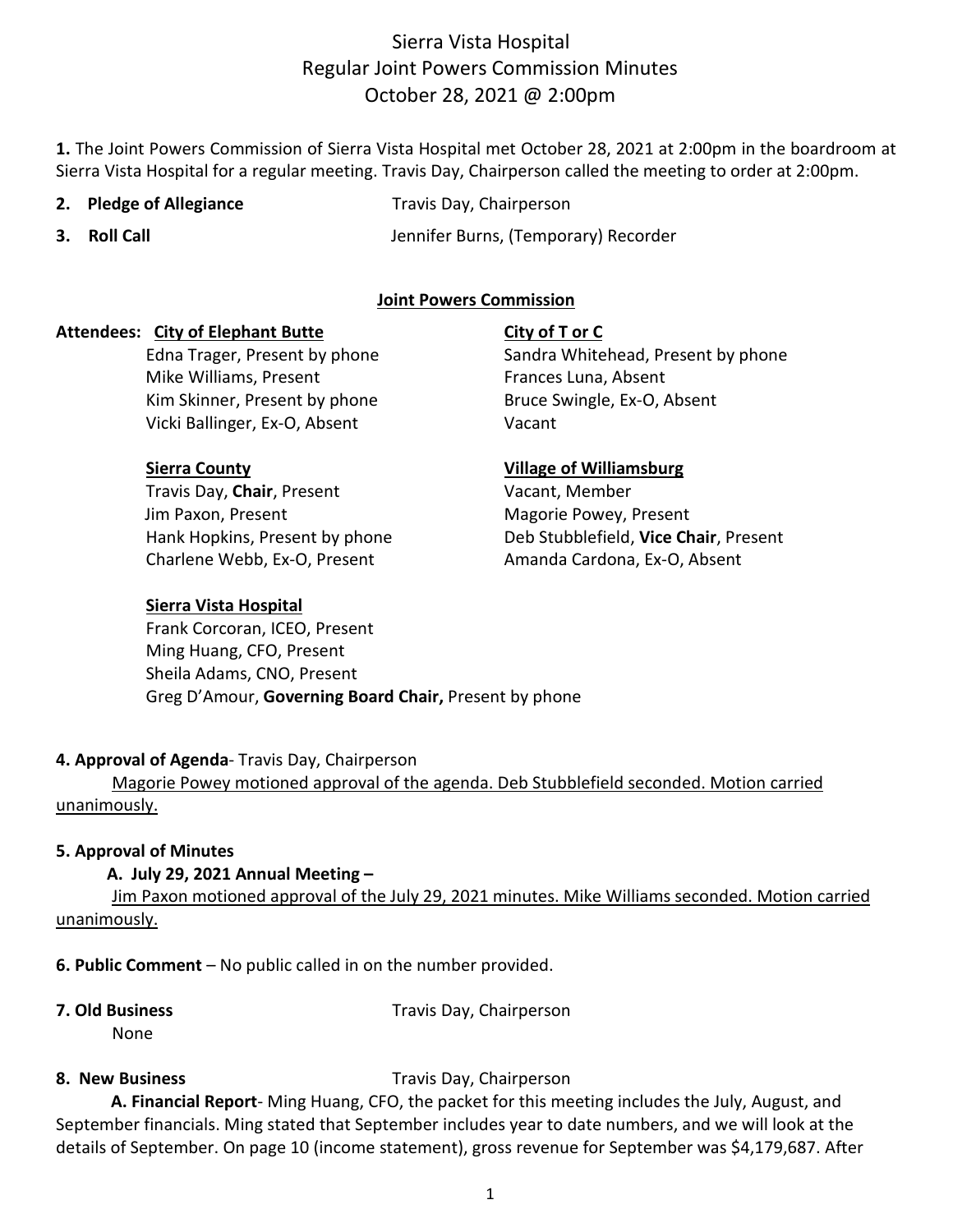# Sierra Vista Hospital
## Regular Joint Powers Commission Minutes
### October 28, 2021 @ 2:00pm

**1.** The Joint Powers Commission of Sierra Vista Hospital met October 28, 2021 at 2:00pm in the boardroom at Sierra Vista Hospital for a regular meeting. Travis Day, Chairperson called the meeting to order at 2:00pm.

**2. Pledge of Allegiance** — Travis Day, Chairperson

**3. Roll Call** — Jennifer Burns, (Temporary) Recorder

**Joint Powers Commission**

**Attendees:**

**City of Elephant Butte**
- Edna Trager, Present by phone
- Mike Williams, Present
- Kim Skinner, Present by phone
- Vicki Ballinger, Ex-O, Absent

**City of T or C**
- Sandra Whitehead, Present by phone
- Frances Luna, Absent
- Bruce Swingle, Ex-O, Absent
- Vacant

**Sierra County**
- Travis Day, **Chair**, Present
- Jim Paxon, Present
- Hank Hopkins, Present by phone
- Charlene Webb, Ex-O, Present

**Village of Williamsburg**
- Vacant, Member
- Magorie Powey, Present
- Deb Stubblefield, **Vice Chair**, Present
- Amanda Cardona, Ex-O, Absent

**Sierra Vista Hospital**
- Frank Corcoran, ICEO, Present
- Ming Huang, CFO, Present
- Sheila Adams, CNO, Present
- Greg D'Amour, **Governing Board Chair,** Present by phone

**4. Approval of Agenda**- Travis Day, Chairperson

Magorie Powey motioned approval of the agenda. Deb Stubblefield seconded. Motion carried unanimously.

**5. Approval of Minutes**

**A. July 29, 2021 Annual Meeting –**

Jim Paxon motioned approval of the July 29, 2021 minutes. Mike Williams seconded. Motion carried unanimously.

**6. Public Comment** – No public called in on the number provided.

**7. Old Business** — Travis Day, Chairperson

None

**8. New Business** — Travis Day, Chairperson

**A. Financial Report**- Ming Huang, CFO, the packet for this meeting includes the July, August, and September financials. Ming stated that September includes year to date numbers, and we will look at the details of September. On page 10 (income statement), gross revenue for September was $4,179,687. After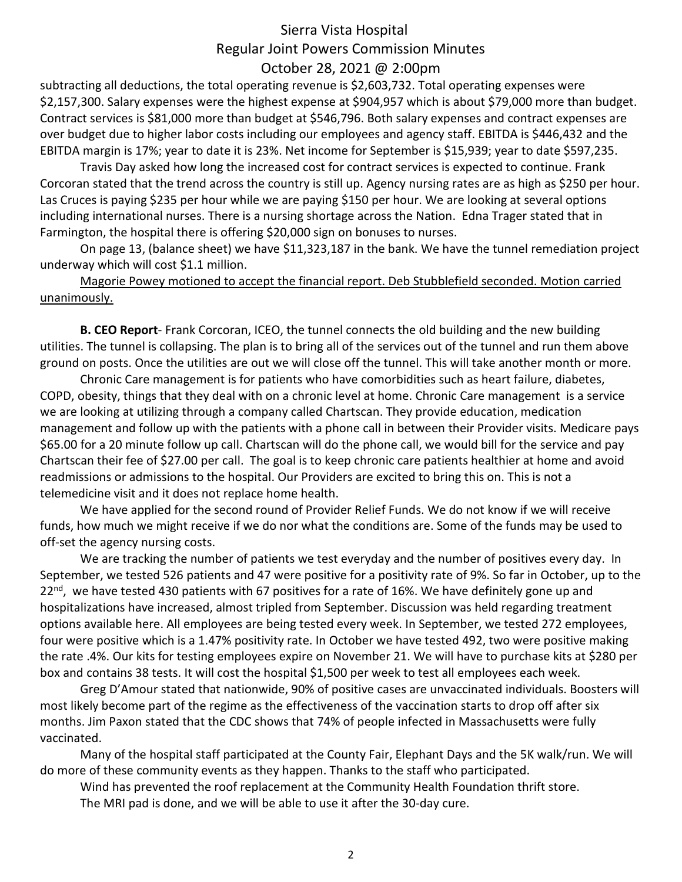subtracting all deductions, the total operating revenue is $2,603,732. Total operating expenses were $2,157,300. Salary expenses were the highest expense at $904,957 which is about $79,000 more than budget. Contract services is $81,000 more than budget at $546,796. Both salary expenses and contract expenses are over budget due to higher labor costs including our employees and agency staff. EBITDA is $446,432 and the EBITDA margin is 17%; year to date it is 23%. Net income for September is $15,939; year to date $597,235.

Travis Day asked how long the increased cost for contract services is expected to continue. Frank Corcoran stated that the trend across the country is still up. Agency nursing rates are as high as $250 per hour. Las Cruces is paying $235 per hour while we are paying $150 per hour. We are looking at several options including international nurses. There is a nursing shortage across the Nation. Edna Trager stated that in Farmington, the hospital there is offering $20,000 sign on bonuses to nurses.

On page 13, (balance sheet) we have $11,323,187 in the bank. We have the tunnel remediation project underway which will cost $1.1 million.

<u>Magorie Powey motioned to accept the financial report. Deb Stubblefield seconded. Motion carried unanimously.</u>

**B. CEO Report**- Frank Corcoran, ICEO, the tunnel connects the old building and the new building utilities. The tunnel is collapsing. The plan is to bring all of the services out of the tunnel and run them above ground on posts. Once the utilities are out we will close off the tunnel. This will take another month or more.

Chronic Care management is for patients who have comorbidities such as heart failure, diabetes, COPD, obesity, things that they deal with on a chronic level at home. Chronic Care management is a service we are looking at utilizing through a company called Chartscan. They provide education, medication management and follow up with the patients with a phone call in between their Provider visits. Medicare pays $65.00 for a 20 minute follow up call. Chartscan will do the phone call, we would bill for the service and pay Chartscan their fee of $27.00 per call. The goal is to keep chronic care patients healthier at home and avoid readmissions or admissions to the hospital. Our Providers are excited to bring this on. This is not a telemedicine visit and it does not replace home health.

We have applied for the second round of Provider Relief Funds. We do not know if we will receive funds, how much we might receive if we do nor what the conditions are. Some of the funds may be used to off-set the agency nursing costs.

We are tracking the number of patients we test everyday and the number of positives every day. In September, we tested 526 patients and 47 were positive for a positivity rate of 9%. So far in October, up to the 22nd, we have tested 430 patients with 67 positives for a rate of 16%. We have definitely gone up and hospitalizations have increased, almost tripled from September. Discussion was held regarding treatment options available here. All employees are being tested every week. In September, we tested 272 employees, four were positive which is a 1.47% positivity rate. In October we have tested 492, two were positive making the rate .4%. Our kits for testing employees expire on November 21. We will have to purchase kits at $280 per box and contains 38 tests. It will cost the hospital $1,500 per week to test all employees each week.

Greg D'Amour stated that nationwide, 90% of positive cases are unvaccinated individuals. Boosters will most likely become part of the regime as the effectiveness of the vaccination starts to drop off after six months. Jim Paxon stated that the CDC shows that 74% of people infected in Massachusetts were fully vaccinated.

Many of the hospital staff participated at the County Fair, Elephant Days and the 5K walk/run. We will do more of these community events as they happen. Thanks to the staff who participated.

Wind has prevented the roof replacement at the Community Health Foundation thrift store.

The MRI pad is done, and we will be able to use it after the 30-day cure.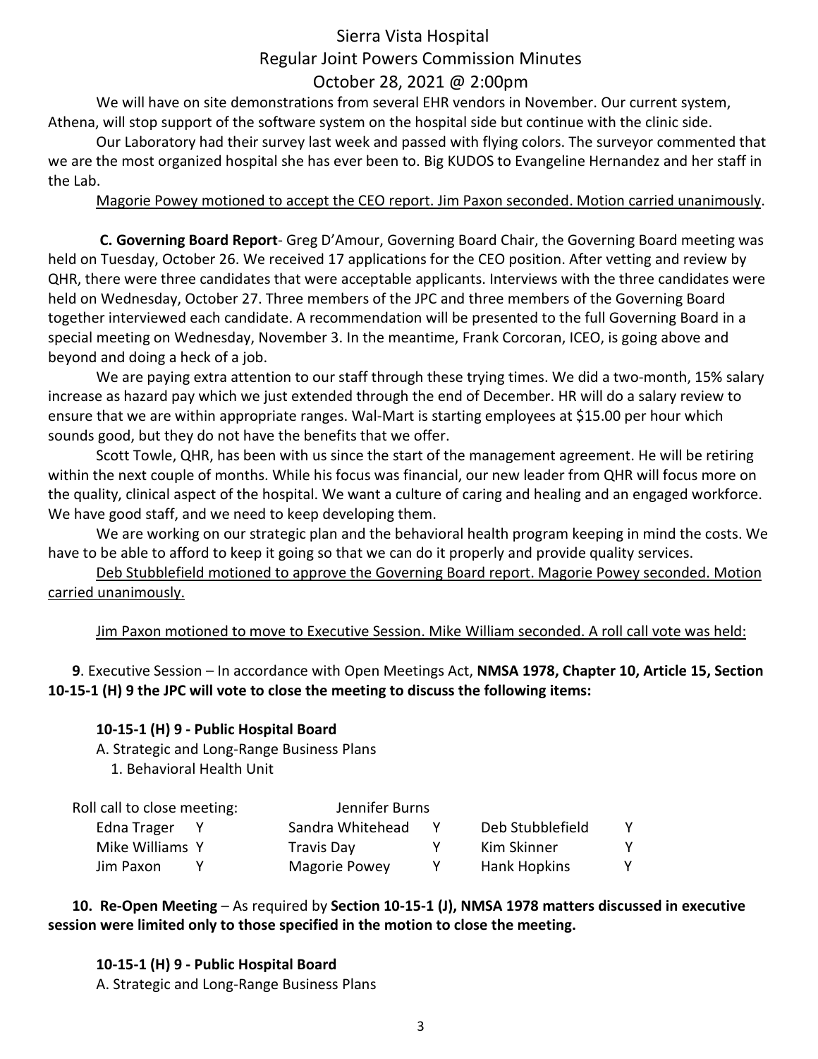We will have on site demonstrations from several EHR vendors in November. Our current system, Athena, will stop support of the software system on the hospital side but continue with the clinic side.

Our Laboratory had their survey last week and passed with flying colors. The surveyor commented that we are the most organized hospital she has ever been to. Big KUDOS to Evangeline Hernandez and her staff in the Lab.

Magorie Powey motioned to accept the CEO report. Jim Paxon seconded. Motion carried unanimously.

**C. Governing Board Report**- Greg D'Amour, Governing Board Chair, the Governing Board meeting was held on Tuesday, October 26. We received 17 applications for the CEO position. After vetting and review by QHR, there were three candidates that were acceptable applicants. Interviews with the three candidates were held on Wednesday, October 27. Three members of the JPC and three members of the Governing Board together interviewed each candidate. A recommendation will be presented to the full Governing Board in a special meeting on Wednesday, November 3. In the meantime, Frank Corcoran, ICEO, is going above and beyond and doing a heck of a job.

We are paying extra attention to our staff through these trying times. We did a two-month, 15% salary increase as hazard pay which we just extended through the end of December. HR will do a salary review to ensure that we are within appropriate ranges. Wal-Mart is starting employees at $15.00 per hour which sounds good, but they do not have the benefits that we offer.

Scott Towle, QHR, has been with us since the start of the management agreement. He will be retiring within the next couple of months. While his focus was financial, our new leader from QHR will focus more on the quality, clinical aspect of the hospital. We want a culture of caring and healing and an engaged workforce. We have good staff, and we need to keep developing them.

We are working on our strategic plan and the behavioral health program keeping in mind the costs. We have to be able to afford to keep it going so that we can do it properly and provide quality services.

Deb Stubblefield motioned to approve the Governing Board report. Magorie Powey seconded. Motion carried unanimously.

Jim Paxon motioned to move to Executive Session. Mike William seconded. A roll call vote was held:

**9**. Executive Session – In accordance with Open Meetings Act, **NMSA 1978, Chapter 10, Article 15, Section 10-15-1 (H) 9 the JPC will vote to close the meeting to discuss the following items:**

**10-15-1 (H) 9 - Public Hospital Board**

A. Strategic and Long-Range Business Plans

1. Behavioral Health Unit

| Roll call to close meeting: | | Jennifer Burns | | | |
|---|---|---|---|---|---|
| Edna Trager | Y | Sandra Whitehead | Y | Deb Stubblefield | Y |
| Mike Williams | Y | Travis Day | Y | Kim Skinner | Y |
| Jim Paxon | Y | Magorie Powey | Y | Hank Hopkins | Y |

**10. Re-Open Meeting** – As required by **Section 10-15-1 (J), NMSA 1978 matters discussed in executive session were limited only to those specified in the motion to close the meeting.**

**10-15-1 (H) 9 - Public Hospital Board**

A. Strategic and Long-Range Business Plans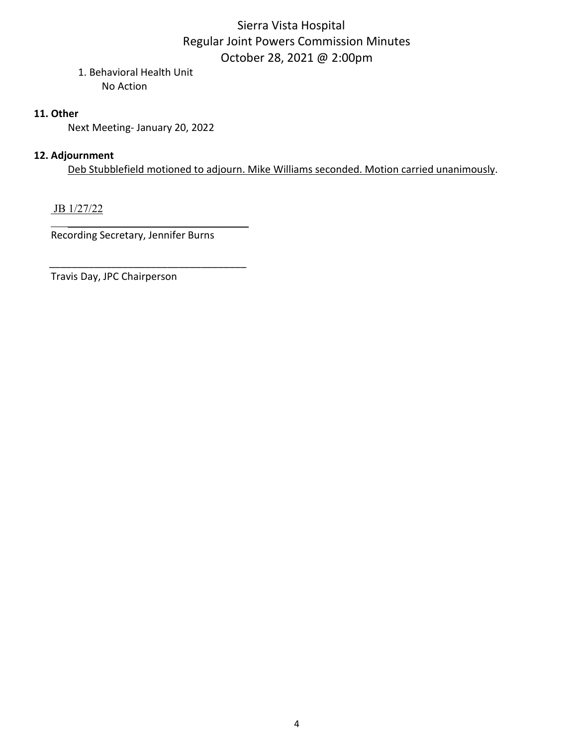1. Behavioral Health Unit
   No Action

**11. Other**

Next Meeting- January 20, 2022

**12. Adjournment**

Deb Stubblefield motioned to adjourn. Mike Williams seconded. Motion carried unanimously.

JB 1/27/22

___________________________________

Recording Secretary, Jennifer Burns

___________________________________

Travis Day, JPC Chairperson